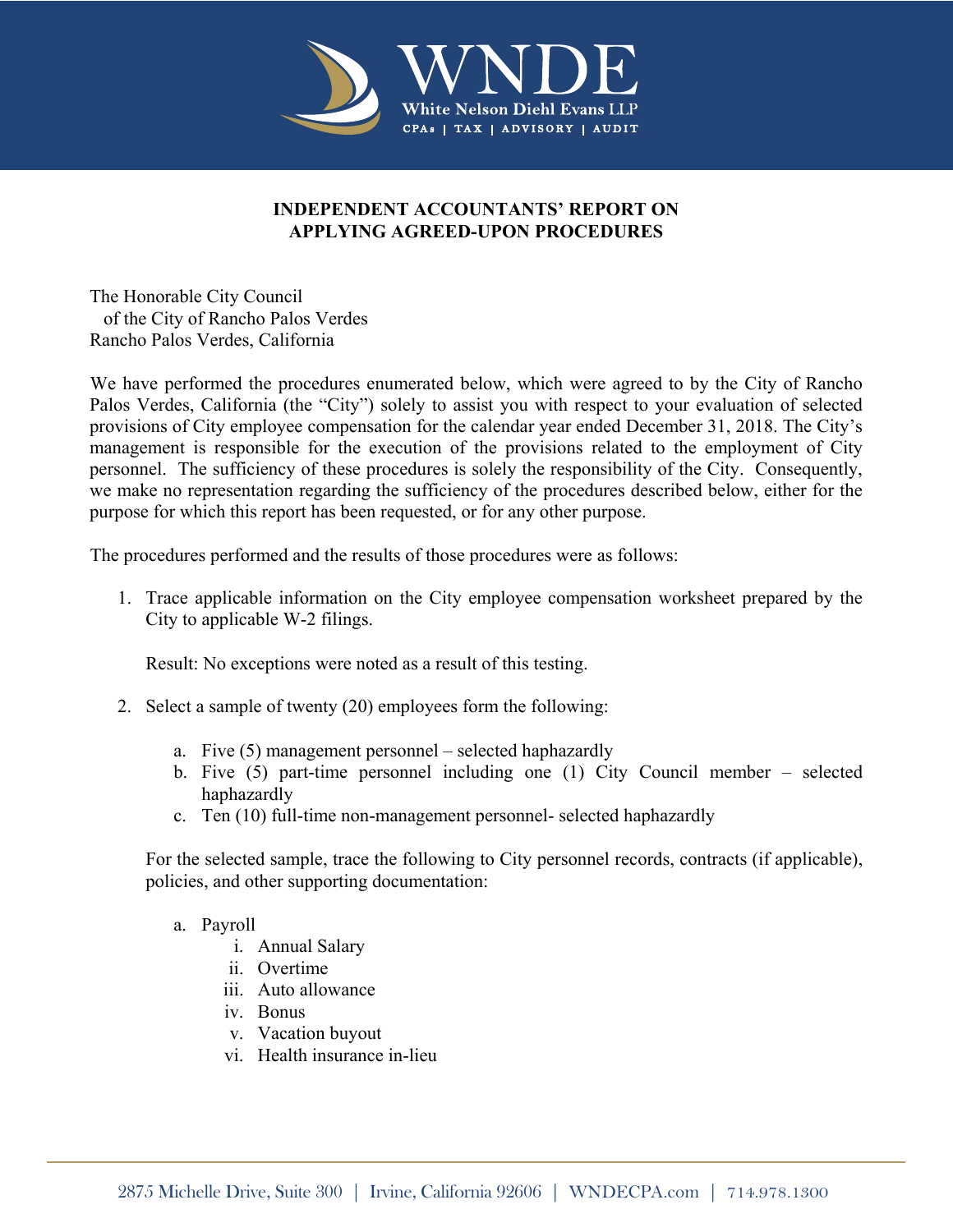# INDEPENDENT ACCOUNTANTS' REPORT ON APPLYING AGREED-UPON PROCEDURES

The Honorable City Council
of the City of Rancho Palos Verdes
Rancho Palos Verdes, California

We have performed the procedures enumerated below, which were agreed to by the City of Rancho Palos Verdes, California (the "City") solely to assist you with respect to your evaluation of selected provisions of City employee compensation for the calendar year ended December 31, 2018. The City's management is responsible for the execution of the provisions related to the employment of City personnel. The sufficiency of these procedures is solely the responsibility of the City. Consequently, we make no representation regarding the sufficiency of the procedures described below, either for the purpose for which this report has been requested, or for any other purpose.

The procedures performed and the results of those procedures were as follows:

1. Trace applicable information on the City employee compensation worksheet prepared by the City to applicable W-2 filings.

   Result: No exceptions were noted as a result of this testing.

2. Select a sample of twenty (20) employees form the following:

   a. Five (5) management personnel – selected haphazardly
   b. Five (5) part-time personnel including one (1) City Council member – selected haphazardly
   c. Ten (10) full-time non-management personnel- selected haphazardly

   For the selected sample, trace the following to City personnel records, contracts (if applicable), policies, and other supporting documentation:

   a. Payroll
      i. Annual Salary
      ii. Overtime
      iii. Auto allowance
      iv. Bonus
      v. Vacation buyout
      vi. Health insurance in-lieu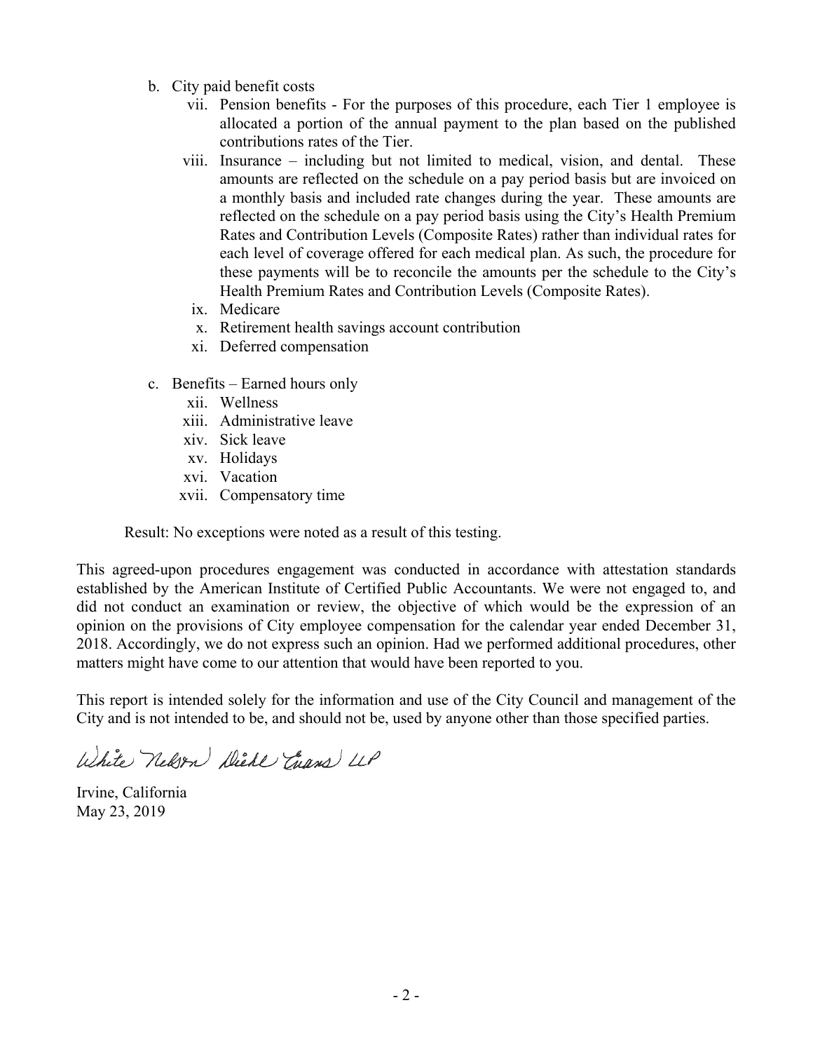b. City paid benefit costs
   - vii. Pension benefits - For the purposes of this procedure, each Tier 1 employee is allocated a portion of the annual payment to the plan based on the published contributions rates of the Tier.
   - viii. Insurance – including but not limited to medical, vision, and dental. These amounts are reflected on the schedule on a pay period basis but are invoiced on a monthly basis and included rate changes during the year. These amounts are reflected on the schedule on a pay period basis using the City's Health Premium Rates and Contribution Levels (Composite Rates) rather than individual rates for each level of coverage offered for each medical plan. As such, the procedure for these payments will be to reconcile the amounts per the schedule to the City's Health Premium Rates and Contribution Levels (Composite Rates).
   - ix. Medicare
   - x. Retirement health savings account contribution
   - xi. Deferred compensation

c. Benefits – Earned hours only
   - xii. Wellness
   - xiii. Administrative leave
   - xiv. Sick leave
   - xv. Holidays
   - xvi. Vacation
   - xvii. Compensatory time

Result: No exceptions were noted as a result of this testing.

This agreed-upon procedures engagement was conducted in accordance with attestation standards established by the American Institute of Certified Public Accountants. We were not engaged to, and did not conduct an examination or review, the objective of which would be the expression of an opinion on the provisions of City employee compensation for the calendar year ended December 31, 2018. Accordingly, we do not express such an opinion. Had we performed additional procedures, other matters might have come to our attention that would have been reported to you.

This report is intended solely for the information and use of the City Council and management of the City and is not intended to be, and should not be, used by anyone other than those specified parties.

White Nelson Diehl Evans LLP

Irvine, California
May 23, 2019